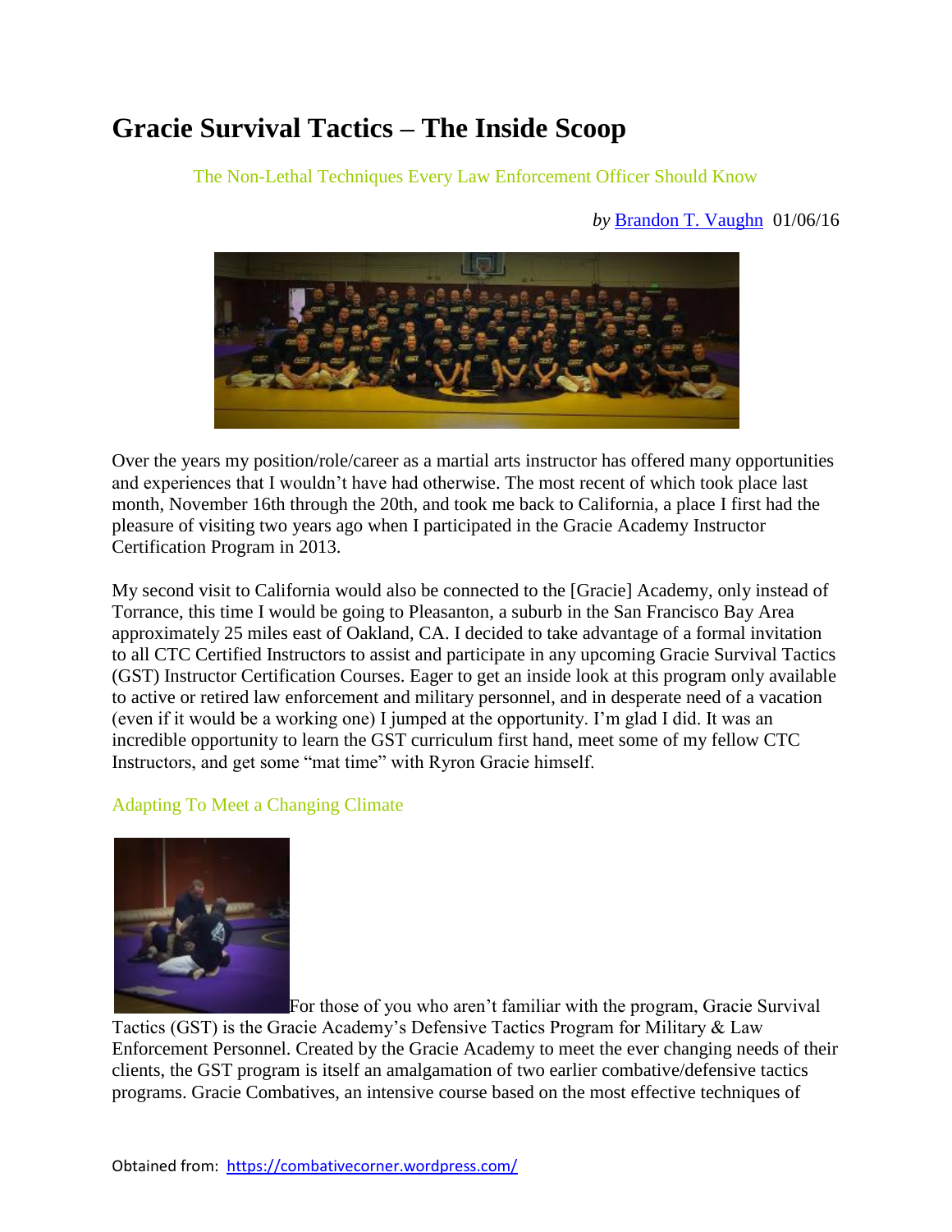# Gracie Survival Tactics – The Inside Scoop

The Non-Lethal Techniques Every Law Enforcement Officer Should Know

*by* Brandon T. Vaughn 01/06/16

Over the years my position/role/career as a martial arts instructor has offered many opportunities and experiences that I wouldn't have had otherwise. The most recent of which took place last month, November 16th through the 20th, and took me back to California, a place I first had the pleasure of visiting two years ago when I participated in the Gracie Academy Instructor Certification Program in 2013.

My second visit to California would also be connected to the [Gracie] Academy, only instead of Torrance, this time I would be going to Pleasanton, a suburb in the San Francisco Bay Area approximately 25 miles east of Oakland, CA. I decided to take advantage of a formal invitation to all CTC Certified Instructors to assist and participate in any upcoming Gracie Survival Tactics (GST) Instructor Certification Courses. Eager to get an inside look at this program only available to active or retired law enforcement and military personnel, and in desperate need of a vacation (even if it would be a working one) I jumped at the opportunity. I'm glad I did. It was an incredible opportunity to learn the GST curriculum first hand, meet some of my fellow CTC Instructors, and get some "mat time" with Ryron Gracie himself.

## Adapting To Meet a Changing Climate

For those of you who aren't familiar with the program, Gracie Survival Tactics (GST) is the Gracie Academy's Defensive Tactics Program for Military & Law Enforcement Personnel. Created by the Gracie Academy to meet the ever changing needs of their clients, the GST program is itself an amalgamation of two earlier combative/defensive tactics programs. Gracie Combatives, an intensive course based on the most effective techniques of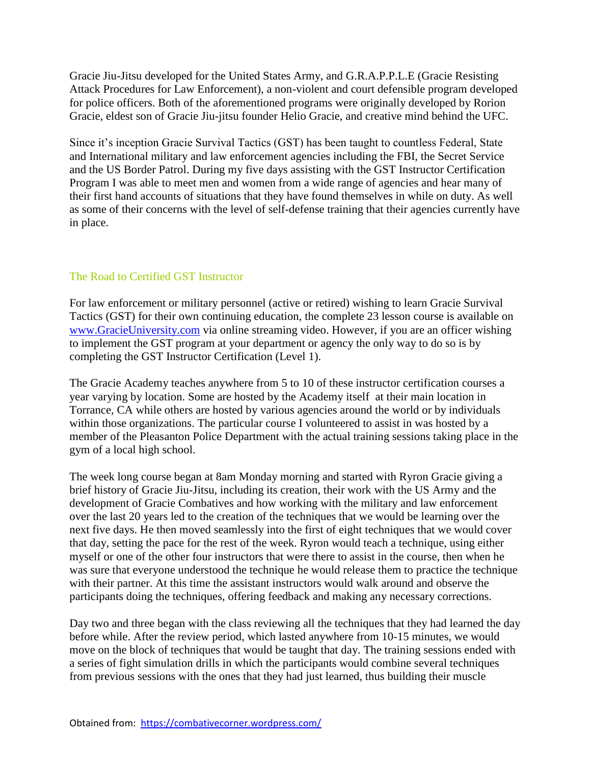Gracie Jiu-Jitsu developed for the United States Army, and G.R.A.P.P.L.E (Gracie Resisting Attack Procedures for Law Enforcement), a non-violent and court defensible program developed for police officers. Both of the aforementioned programs were originally developed by Rorion Gracie, eldest son of Gracie Jiu-jitsu founder Helio Gracie, and creative mind behind the UFC.

Since it's inception Gracie Survival Tactics (GST) has been taught to countless Federal, State and International military and law enforcement agencies including the FBI, the Secret Service and the US Border Patrol. During my five days assisting with the GST Instructor Certification Program I was able to meet men and women from a wide range of agencies and hear many of their first hand accounts of situations that they have found themselves in while on duty. As well as some of their concerns with the level of self-defense training that their agencies currently have in place.

## The Road to Certified GST Instructor

For law enforcement or military personnel (active or retired) wishing to learn Gracie Survival Tactics (GST) for their own continuing education, the complete 23 lesson course is available on [www.GracieUniversity.com](http://www.GracieUniversity.com) via online streaming video. However, if you are an officer wishing to implement the GST program at your department or agency the only way to do so is by completing the GST Instructor Certification (Level 1).

The Gracie Academy teaches anywhere from 5 to 10 of these instructor certification courses a year varying by location. Some are hosted by the Academy itself at their main location in Torrance, CA while others are hosted by various agencies around the world or by individuals within those organizations. The particular course I volunteered to assist in was hosted by a member of the Pleasanton Police Department with the actual training sessions taking place in the gym of a local high school.

The week long course began at 8am Monday morning and started with Ryron Gracie giving a brief history of Gracie Jiu-Jitsu, including its creation, their work with the US Army and the development of Gracie Combatives and how working with the military and law enforcement over the last 20 years led to the creation of the techniques that we would be learning over the next five days. He then moved seamlessly into the first of eight techniques that we would cover that day, setting the pace for the rest of the week. Ryron would teach a technique, using either myself or one of the other four instructors that were there to assist in the course, then when he was sure that everyone understood the technique he would release them to practice the technique with their partner. At this time the assistant instructors would walk around and observe the participants doing the techniques, offering feedback and making any necessary corrections.

Day two and three began with the class reviewing all the techniques that they had learned the day before while. After the review period, which lasted anywhere from 10-15 minutes, we would move on the block of techniques that would be taught that day. The training sessions ended with a series of fight simulation drills in which the participants would combine several techniques from previous sessions with the ones that they had just learned, thus building their muscle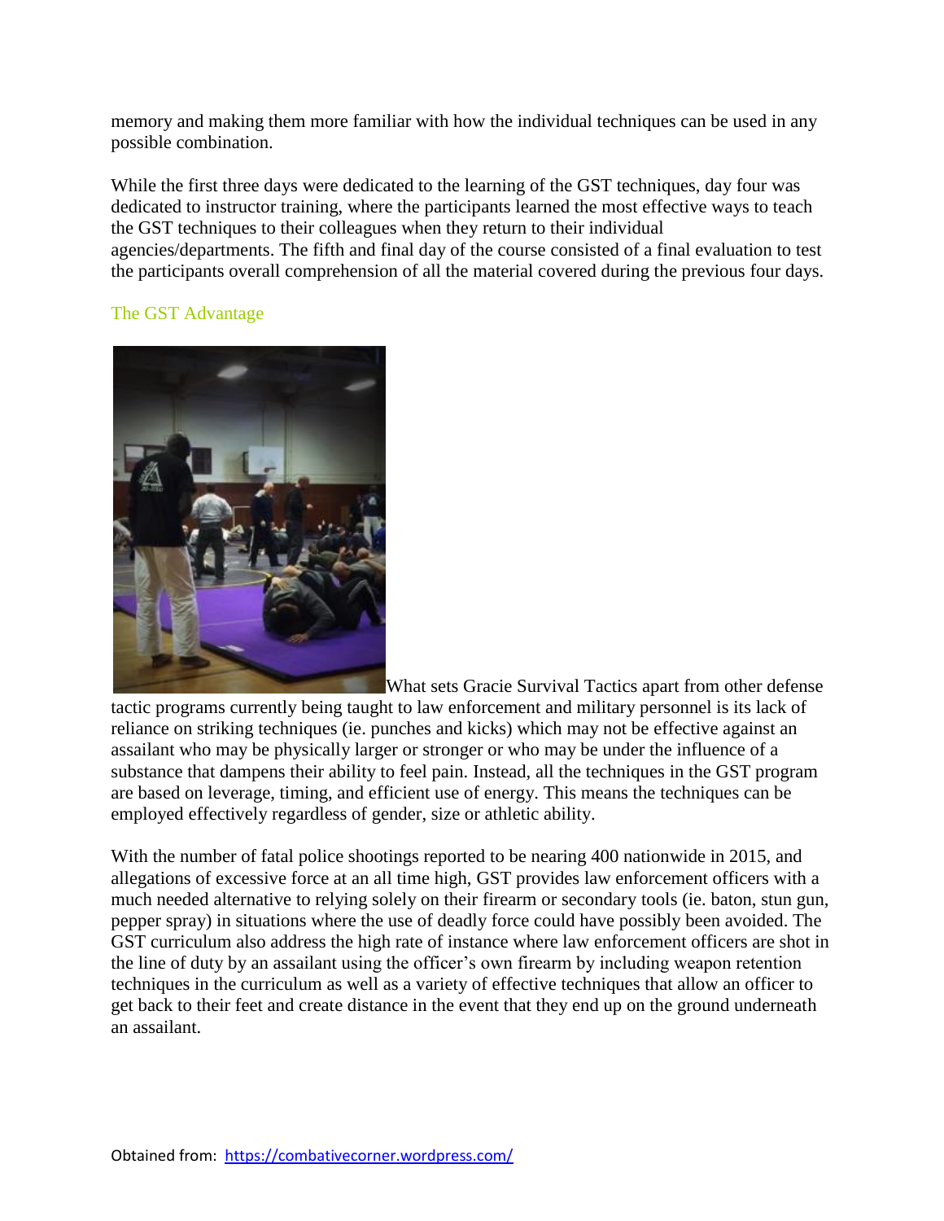memory and making them more familiar with how the individual techniques can be used in any possible combination.

While the first three days were dedicated to the learning of the GST techniques, day four was dedicated to instructor training, where the participants learned the most effective ways to teach the GST techniques to their colleagues when they return to their individual agencies/departments. The fifth and final day of the course consisted of a final evaluation to test the participants overall comprehension of all the material covered during the previous four days.

## The GST Advantage

What sets Gracie Survival Tactics apart from other defense tactic programs currently being taught to law enforcement and military personnel is its lack of reliance on striking techniques (ie. punches and kicks) which may not be effective against an assailant who may be physically larger or stronger or who may be under the influence of a substance that dampens their ability to feel pain. Instead, all the techniques in the GST program are based on leverage, timing, and efficient use of energy. This means the techniques can be employed effectively regardless of gender, size or athletic ability.

With the number of fatal police shootings reported to be nearing 400 nationwide in 2015, and allegations of excessive force at an all time high, GST provides law enforcement officers with a much needed alternative to relying solely on their firearm or secondary tools (ie. baton, stun gun, pepper spray) in situations where the use of deadly force could have possibly been avoided. The GST curriculum also address the high rate of instance where law enforcement officers are shot in the line of duty by an assailant using the officer's own firearm by including weapon retention techniques in the curriculum as well as a variety of effective techniques that allow an officer to get back to their feet and create distance in the event that they end up on the ground underneath an assailant.

Obtained from: https://combativecorner.wordpress.com/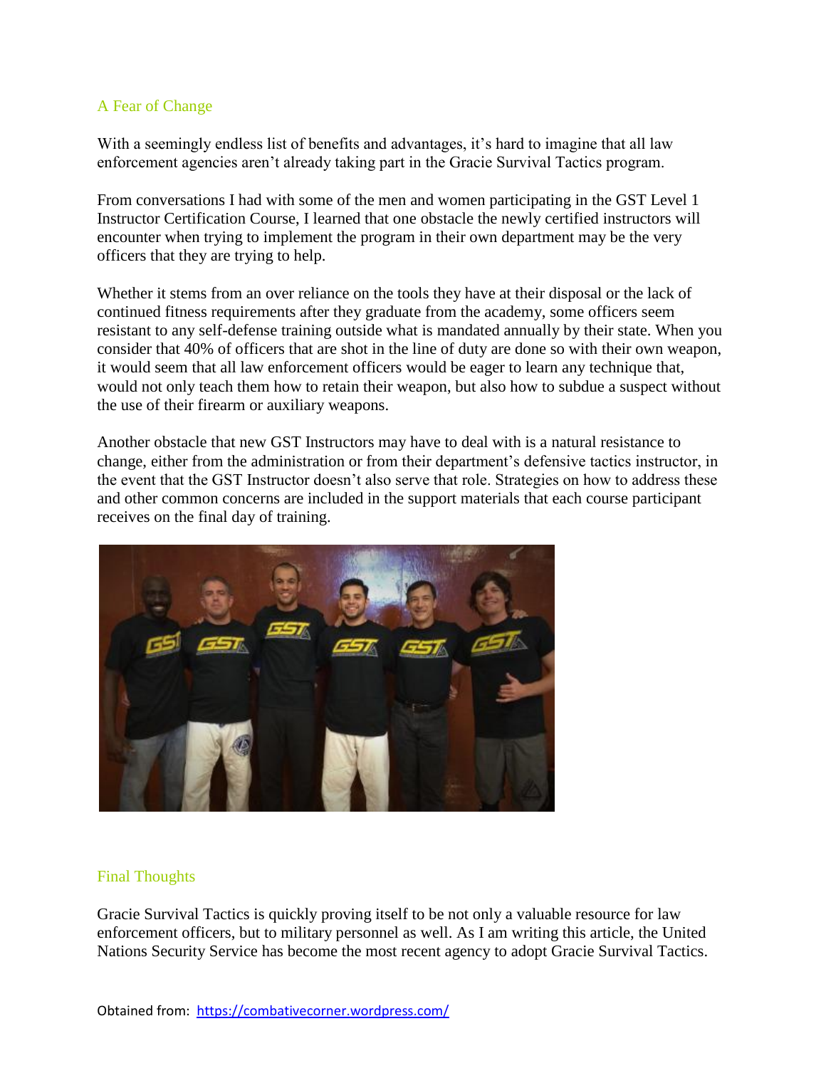## A Fear of Change

With a seemingly endless list of benefits and advantages, it's hard to imagine that all law enforcement agencies aren't already taking part in the Gracie Survival Tactics program.

From conversations I had with some of the men and women participating in the GST Level 1 Instructor Certification Course, I learned that one obstacle the newly certified instructors will encounter when trying to implement the program in their own department may be the very officers that they are trying to help.

Whether it stems from an over reliance on the tools they have at their disposal or the lack of continued fitness requirements after they graduate from the academy, some officers seem resistant to any self-defense training outside what is mandated annually by their state. When you consider that 40% of officers that are shot in the line of duty are done so with their own weapon, it would seem that all law enforcement officers would be eager to learn any technique that, would not only teach them how to retain their weapon, but also how to subdue a suspect without the use of their firearm or auxiliary weapons.

Another obstacle that new GST Instructors may have to deal with is a natural resistance to change, either from the administration or from their department's defensive tactics instructor, in the event that the GST Instructor doesn't also serve that role. Strategies on how to address these and other common concerns are included in the support materials that each course participant receives on the final day of training.

## Final Thoughts

Gracie Survival Tactics is quickly proving itself to be not only a valuable resource for law enforcement officers, but to military personnel as well. As I am writing this article, the United Nations Security Service has become the most recent agency to adopt Gracie Survival Tactics.

Obtained from: https://combativecorner.wordpress.com/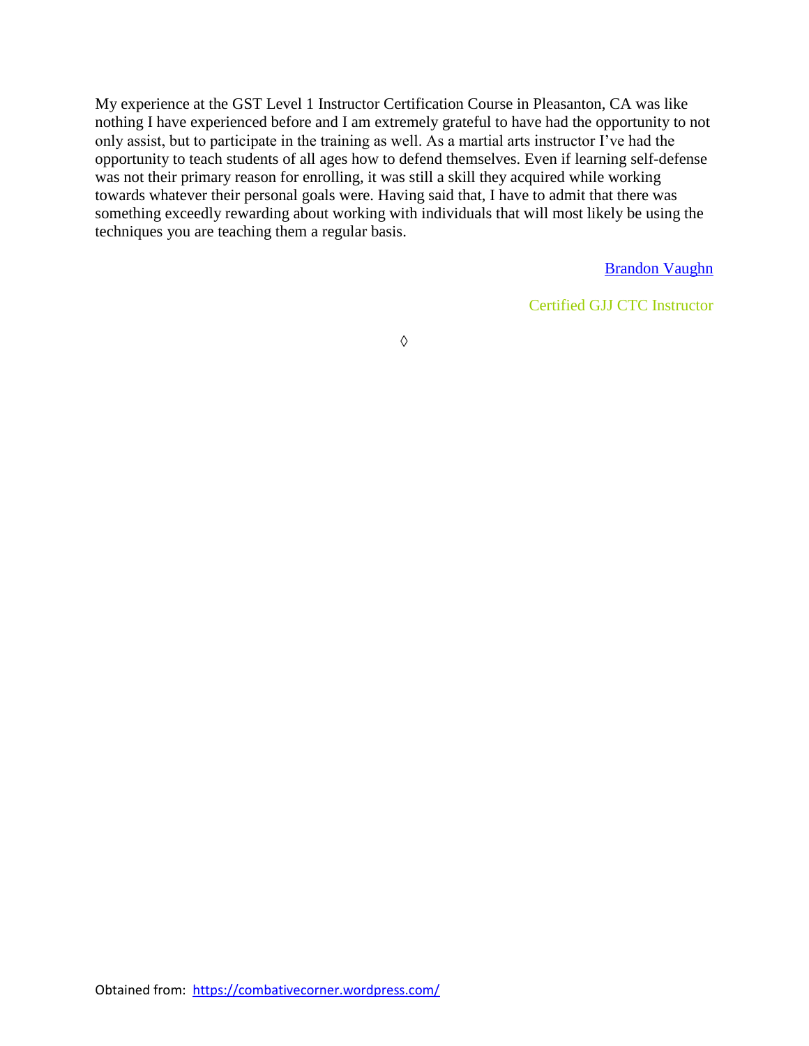My experience at the GST Level 1 Instructor Certification Course in Pleasanton, CA was like nothing I have experienced before and I am extremely grateful to have had the opportunity to not only assist, but to participate in the training as well. As a martial arts instructor I've had the opportunity to teach students of all ages how to defend themselves. Even if learning self-defense was not their primary reason for enrolling, it was still a skill they acquired while working towards whatever their personal goals were. Having said that, I have to admit that there was something exceedly rewarding about working with individuals that will most likely be using the techniques you are teaching them a regular basis.

Brandon Vaughn

Certified GJJ CTC Instructor

◊

Obtained from: https://combativecorner.wordpress.com/